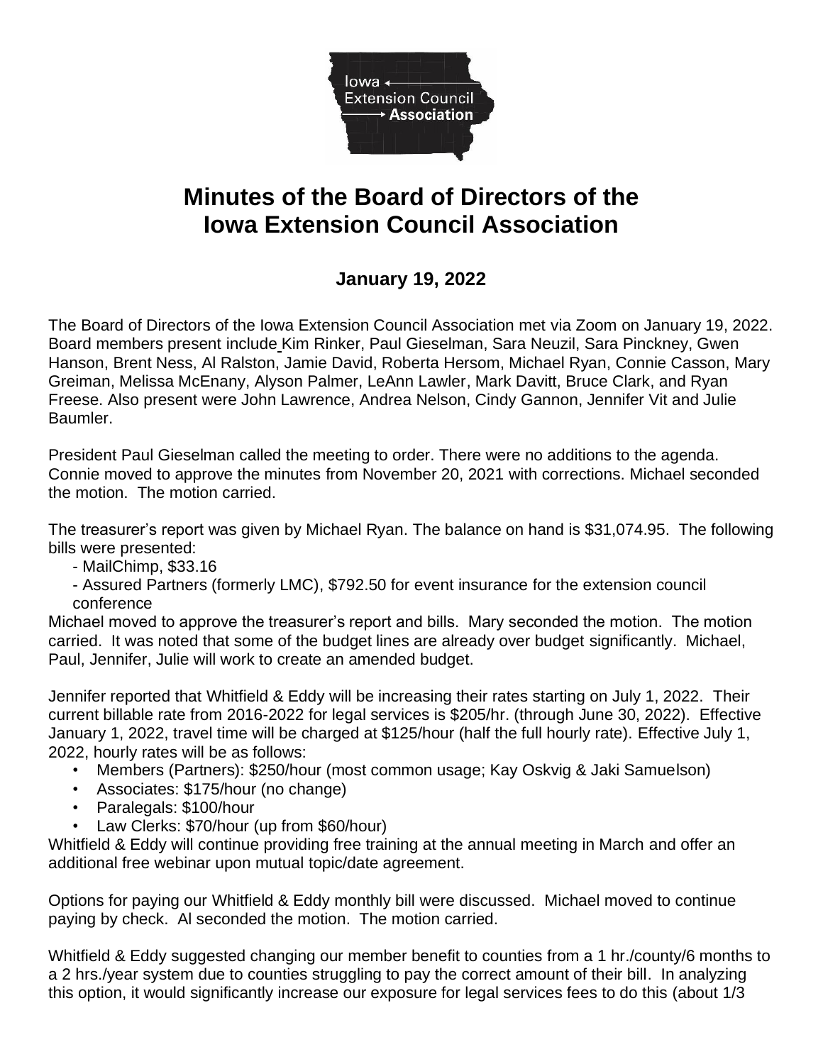# Minutes of the Board of Directors of the Iowa Extension Council Association

## January 19, 2022

The Board of Directors of the Iowa Extension Council Association met via Zoom on January 19, 2022. Board members present include Kim Rinker, Paul Gieselman, Sara Neuzil, Sara Pinckney, Gwen Hanson, Brent Ness, Al Ralston, Jamie David, Roberta Hersom, Michael Ryan, Connie Casson, Mary Greiman, Melissa McEnany, Alyson Palmer, LeAnn Lawler, Mark Davitt, Bruce Clark, and Ryan Freese. Also present were John Lawrence, Andrea Nelson, Cindy Gannon, Jennifer Vit and Julie Baumler.

President Paul Gieselman called the meeting to order. There were no additions to the agenda. Connie moved to approve the minutes from November 20, 2021 with corrections. Michael seconded the motion. The motion carried.

The treasurer's report was given by Michael Ryan. The balance on hand is $31,074.95. The following bills were presented:

- MailChimp, $33.16
- Assured Partners (formerly LMC), $792.50 for event insurance for the extension council conference

Michael moved to approve the treasurer's report and bills. Mary seconded the motion. The motion carried. It was noted that some of the budget lines are already over budget significantly. Michael, Paul, Jennifer, Julie will work to create an amended budget.

Jennifer reported that Whitfield & Eddy will be increasing their rates starting on July 1, 2022. Their current billable rate from 2016-2022 for legal services is $205/hr. (through June 30, 2022). Effective January 1, 2022, travel time will be charged at $125/hour (half the full hourly rate). Effective July 1, 2022, hourly rates will be as follows:

- Members (Partners): $250/hour (most common usage; Kay Oskvig & Jaki Samuelson)
- Associates: $175/hour (no change)
- Paralegals: $100/hour
- Law Clerks: $70/hour (up from $60/hour)

Whitfield & Eddy will continue providing free training at the annual meeting in March and offer an additional free webinar upon mutual topic/date agreement.

Options for paying our Whitfield & Eddy monthly bill were discussed. Michael moved to continue paying by check. Al seconded the motion. The motion carried.

Whitfield & Eddy suggested changing our member benefit to counties from a 1 hr./county/6 months to a 2 hrs./year system due to counties struggling to pay the correct amount of their bill. In analyzing this option, it would significantly increase our exposure for legal services fees to do this (about 1/3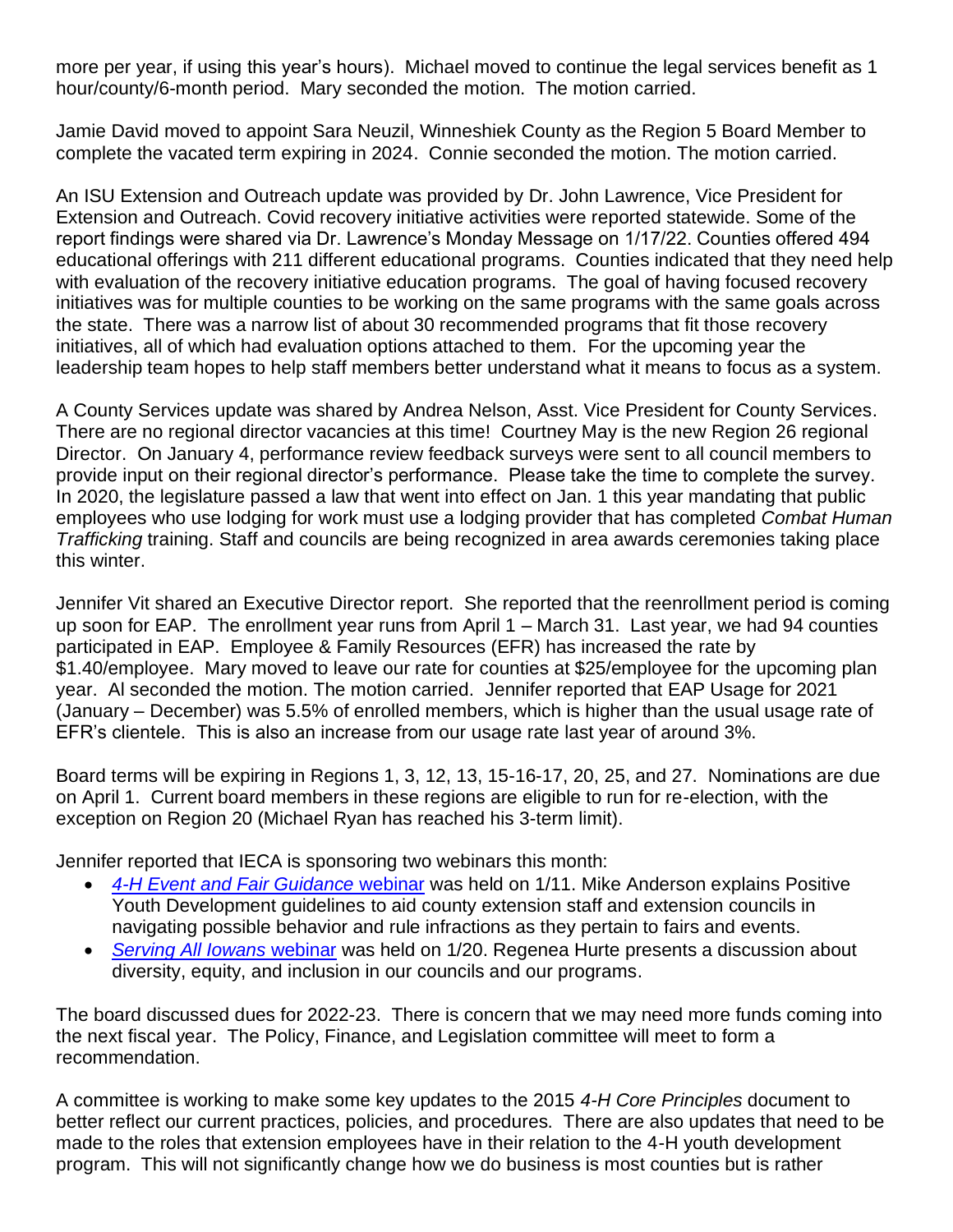more per year, if using this year's hours). Michael moved to continue the legal services benefit as 1 hour/county/6-month period. Mary seconded the motion. The motion carried.

Jamie David moved to appoint Sara Neuzil, Winneshiek County as the Region 5 Board Member to complete the vacated term expiring in 2024. Connie seconded the motion. The motion carried.

An ISU Extension and Outreach update was provided by Dr. John Lawrence, Vice President for Extension and Outreach. Covid recovery initiative activities were reported statewide. Some of the report findings were shared via Dr. Lawrence's Monday Message on 1/17/22. Counties offered 494 educational offerings with 211 different educational programs. Counties indicated that they need help with evaluation of the recovery initiative education programs. The goal of having focused recovery initiatives was for multiple counties to be working on the same programs with the same goals across the state. There was a narrow list of about 30 recommended programs that fit those recovery initiatives, all of which had evaluation options attached to them. For the upcoming year the leadership team hopes to help staff members better understand what it means to focus as a system.

A County Services update was shared by Andrea Nelson, Asst. Vice President for County Services. There are no regional director vacancies at this time! Courtney May is the new Region 26 regional Director. On January 4, performance review feedback surveys were sent to all council members to provide input on their regional director's performance. Please take the time to complete the survey. In 2020, the legislature passed a law that went into effect on Jan. 1 this year mandating that public employees who use lodging for work must use a lodging provider that has completed *Combat Human Trafficking* training. Staff and councils are being recognized in area awards ceremonies taking place this winter.

Jennifer Vit shared an Executive Director report. She reported that the reenrollment period is coming up soon for EAP. The enrollment year runs from April 1 – March 31. Last year, we had 94 counties participated in EAP. Employee & Family Resources (EFR) has increased the rate by $1.40/employee. Mary moved to leave our rate for counties at $25/employee for the upcoming plan year. Al seconded the motion. The motion carried. Jennifer reported that EAP Usage for 2021 (January – December) was 5.5% of enrolled members, which is higher than the usual usage rate of EFR's clientele. This is also an increase from our usage rate last year of around 3%.

Board terms will be expiring in Regions 1, 3, 12, 13, 15-16-17, 20, 25, and 27. Nominations are due on April 1. Current board members in these regions are eligible to run for re-election, with the exception on Region 20 (Michael Ryan has reached his 3-term limit).

Jennifer reported that IECA is sponsoring two webinars this month:

- *4-H Event and Fair Guidance* webinar was held on 1/11. Mike Anderson explains Positive Youth Development guidelines to aid county extension staff and extension councils in navigating possible behavior and rule infractions as they pertain to fairs and events.
- *Serving All Iowans* webinar was held on 1/20. Regenea Hurte presents a discussion about diversity, equity, and inclusion in our councils and our programs.

The board discussed dues for 2022-23. There is concern that we may need more funds coming into the next fiscal year. The Policy, Finance, and Legislation committee will meet to form a recommendation.

A committee is working to make some key updates to the 2015 *4-H Core Principles* document to better reflect our current practices, policies, and procedures. There are also updates that need to be made to the roles that extension employees have in their relation to the 4-H youth development program. This will not significantly change how we do business is most counties but is rather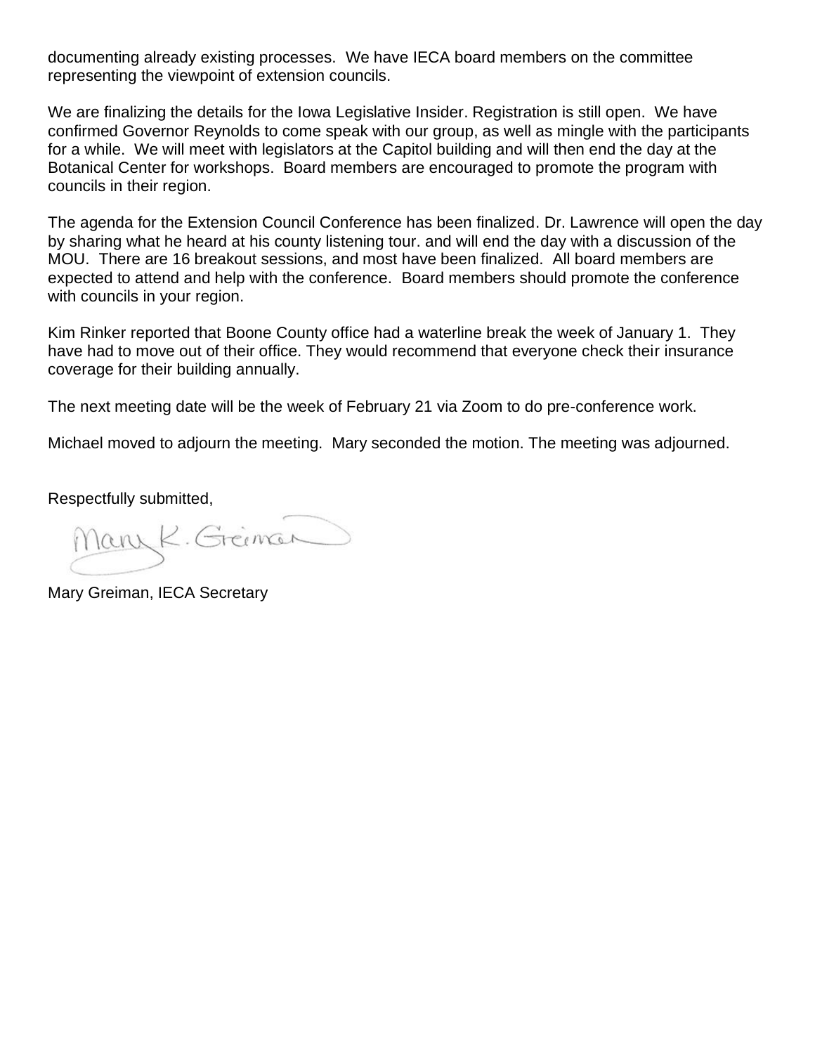documenting already existing processes. We have IECA board members on the committee representing the viewpoint of extension councils.

We are finalizing the details for the Iowa Legislative Insider. Registration is still open. We have confirmed Governor Reynolds to come speak with our group, as well as mingle with the participants for a while. We will meet with legislators at the Capitol building and will then end the day at the Botanical Center for workshops. Board members are encouraged to promote the program with councils in their region.

The agenda for the Extension Council Conference has been finalized. Dr. Lawrence will open the day by sharing what he heard at his county listening tour. and will end the day with a discussion of the MOU. There are 16 breakout sessions, and most have been finalized. All board members are expected to attend and help with the conference. Board members should promote the conference with councils in your region.

Kim Rinker reported that Boone County office had a waterline break the week of January 1. They have had to move out of their office. They would recommend that everyone check their insurance coverage for their building annually.

The next meeting date will be the week of February 21 via Zoom to do pre-conference work.

Michael moved to adjourn the meeting. Mary seconded the motion. The meeting was adjourned.

Respectfully submitted,

Mary K. Greiman

Mary Greiman, IECA Secretary